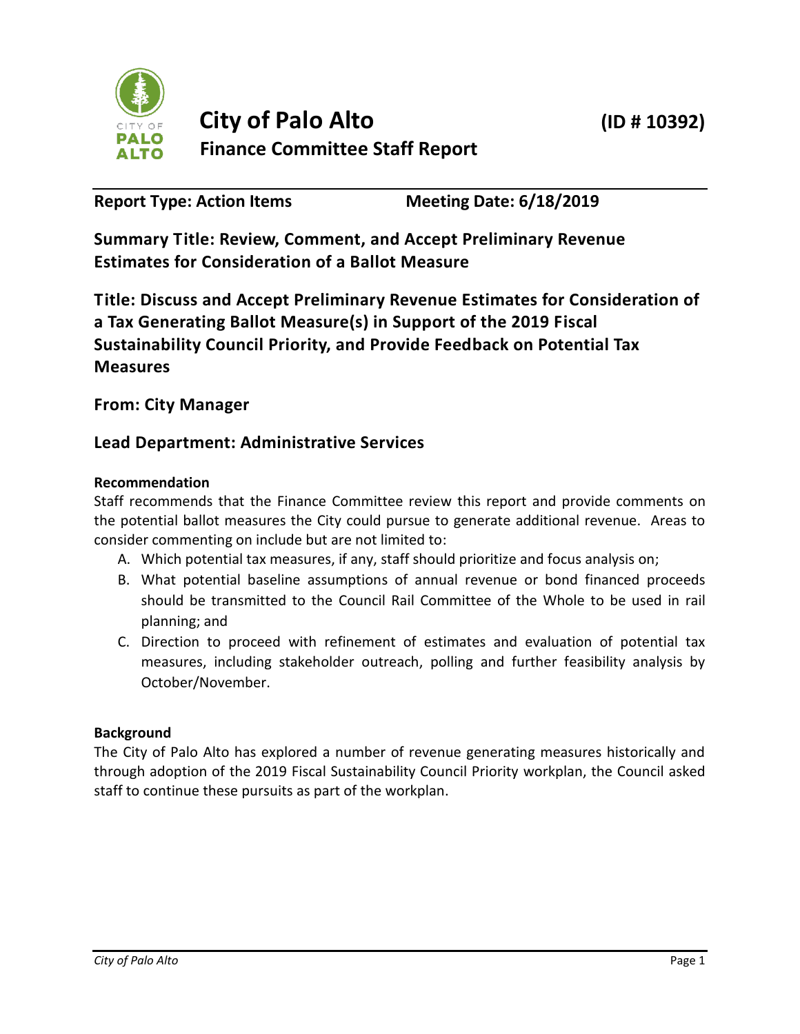# City of Palo Alto

**(ID # 10392)**

## Finance Committee Staff Report

**Report Type: Action Items** **Meeting Date: 6/18/2019**

### Summary Title: Review, Comment, and Accept Preliminary Revenue Estimates for Consideration of a Ballot Measure

### Title: Discuss and Accept Preliminary Revenue Estimates for Consideration of a Tax Generating Ballot Measure(s) in Support of the 2019 Fiscal Sustainability Council Priority, and Provide Feedback on Potential Tax Measures

### From: City Manager

### Lead Department: Administrative Services

**Recommendation**

Staff recommends that the Finance Committee review this report and provide comments on the potential ballot measures the City could pursue to generate additional revenue. Areas to consider commenting on include but are not limited to:

A. Which potential tax measures, if any, staff should prioritize and focus analysis on;

B. What potential baseline assumptions of annual revenue or bond financed proceeds should be transmitted to the Council Rail Committee of the Whole to be used in rail planning; and

C. Direction to proceed with refinement of estimates and evaluation of potential tax measures, including stakeholder outreach, polling and further feasibility analysis by October/November.

**Background**

The City of Palo Alto has explored a number of revenue generating measures historically and through adoption of the 2019 Fiscal Sustainability Council Priority workplan, the Council asked staff to continue these pursuits as part of the workplan.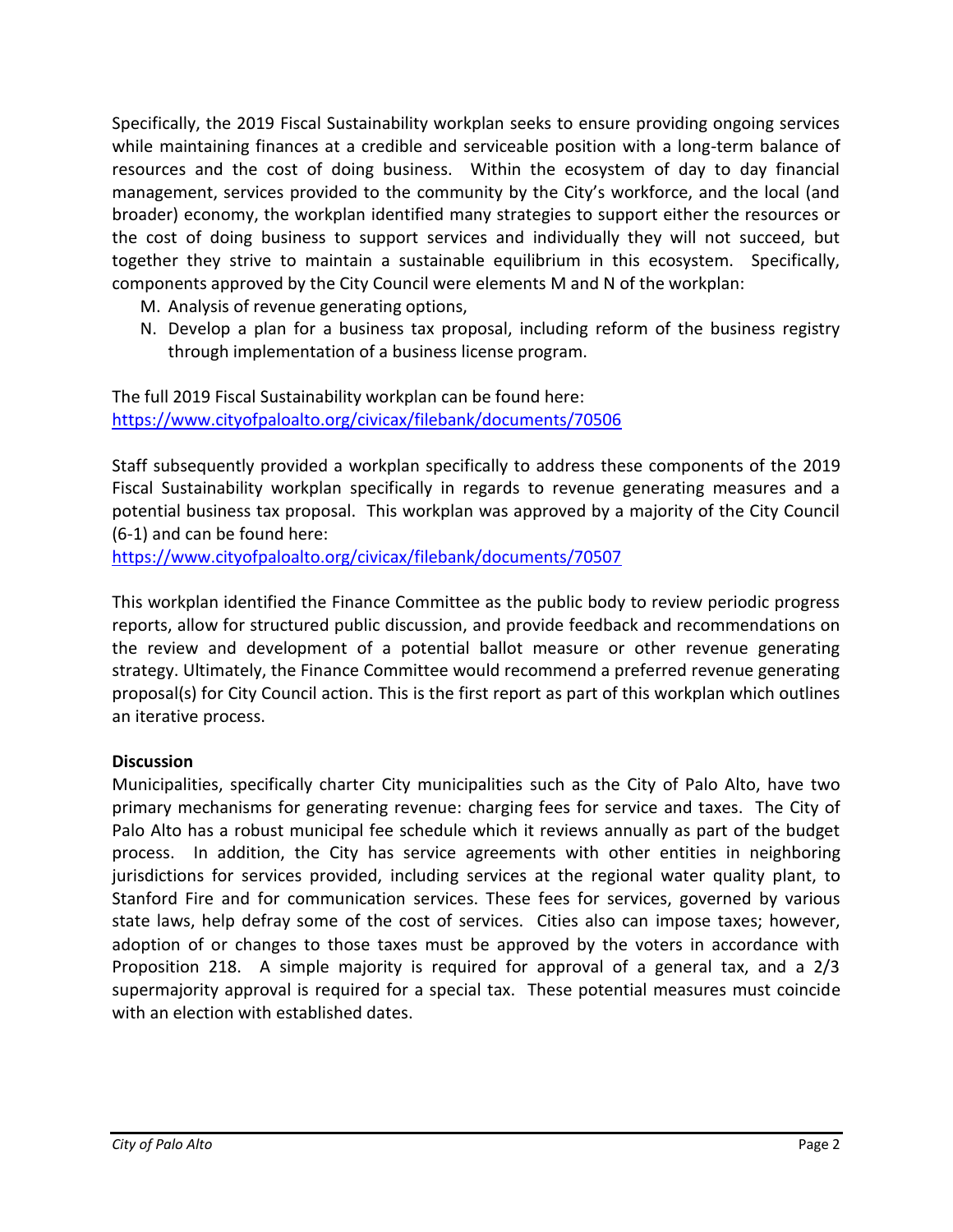Specifically, the 2019 Fiscal Sustainability workplan seeks to ensure providing ongoing services while maintaining finances at a credible and serviceable position with a long-term balance of resources and the cost of doing business. Within the ecosystem of day to day financial management, services provided to the community by the City's workforce, and the local (and broader) economy, the workplan identified many strategies to support either the resources or the cost of doing business to support services and individually they will not succeed, but together they strive to maintain a sustainable equilibrium in this ecosystem. Specifically, components approved by the City Council were elements M and N of the workplan:

M. Analysis of revenue generating options,
N. Develop a plan for a business tax proposal, including reform of the business registry through implementation of a business license program.

The full 2019 Fiscal Sustainability workplan can be found here:
https://www.cityofpaloalto.org/civicax/filebank/documents/70506

Staff subsequently provided a workplan specifically to address these components of the 2019 Fiscal Sustainability workplan specifically in regards to revenue generating measures and a potential business tax proposal. This workplan was approved by a majority of the City Council (6-1) and can be found here:
https://www.cityofpaloalto.org/civicax/filebank/documents/70507

This workplan identified the Finance Committee as the public body to review periodic progress reports, allow for structured public discussion, and provide feedback and recommendations on the review and development of a potential ballot measure or other revenue generating strategy. Ultimately, the Finance Committee would recommend a preferred revenue generating proposal(s) for City Council action. This is the first report as part of this workplan which outlines an iterative process.

**Discussion**

Municipalities, specifically charter City municipalities such as the City of Palo Alto, have two primary mechanisms for generating revenue: charging fees for service and taxes. The City of Palo Alto has a robust municipal fee schedule which it reviews annually as part of the budget process. In addition, the City has service agreements with other entities in neighboring jurisdictions for services provided, including services at the regional water quality plant, to Stanford Fire and for communication services. These fees for services, governed by various state laws, help defray some of the cost of services. Cities also can impose taxes; however, adoption of or changes to those taxes must be approved by the voters in accordance with Proposition 218. A simple majority is required for approval of a general tax, and a 2/3 supermajority approval is required for a special tax. These potential measures must coincide with an election with established dates.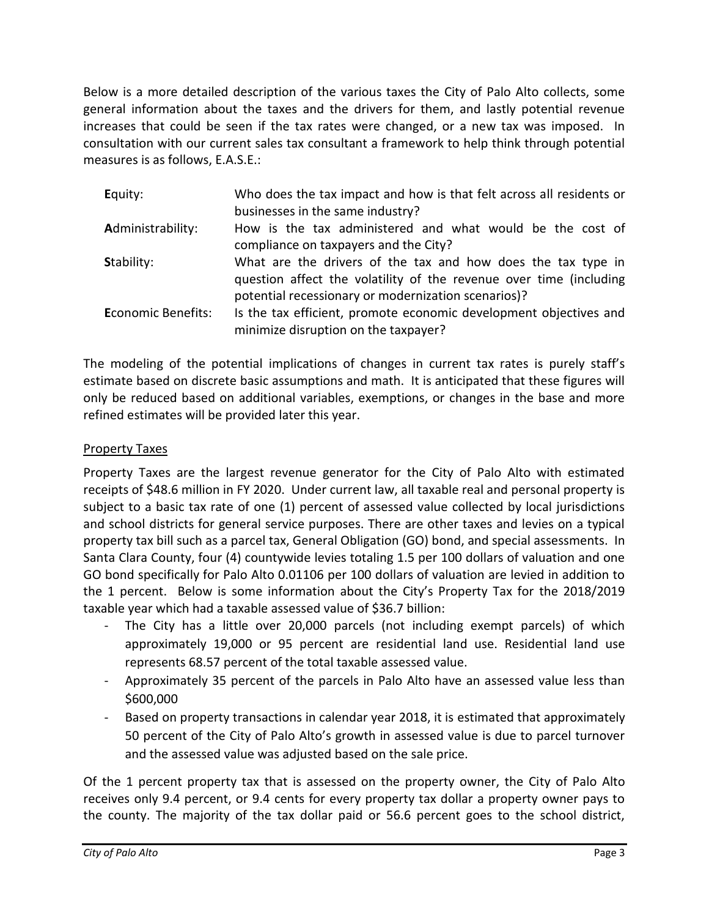Below is a more detailed description of the various taxes the City of Palo Alto collects, some general information about the taxes and the drivers for them, and lastly potential revenue increases that could be seen if the tax rates were changed, or a new tax was imposed. In consultation with our current sales tax consultant a framework to help think through potential measures is as follows, E.A.S.E.:

| | |
|---|---|
| **E**quity: | Who does the tax impact and how is that felt across all residents or businesses in the same industry? |
| **A**dministrability: | How is the tax administered and what would be the cost of compliance on taxpayers and the City? |
| **S**tability: | What are the drivers of the tax and how does the tax type in question affect the volatility of the revenue over time (including potential recessionary or modernization scenarios)? |
| **E**conomic Benefits: | Is the tax efficient, promote economic development objectives and minimize disruption on the taxpayer? |

The modeling of the potential implications of changes in current tax rates is purely staff's estimate based on discrete basic assumptions and math. It is anticipated that these figures will only be reduced based on additional variables, exemptions, or changes in the base and more refined estimates will be provided later this year.

## Property Taxes

Property Taxes are the largest revenue generator for the City of Palo Alto with estimated receipts of $48.6 million in FY 2020. Under current law, all taxable real and personal property is subject to a basic tax rate of one (1) percent of assessed value collected by local jurisdictions and school districts for general service purposes. There are other taxes and levies on a typical property tax bill such as a parcel tax, General Obligation (GO) bond, and special assessments. In Santa Clara County, four (4) countywide levies totaling 1.5 per 100 dollars of valuation and one GO bond specifically for Palo Alto 0.01106 per 100 dollars of valuation are levied in addition to the 1 percent. Below is some information about the City's Property Tax for the 2018/2019 taxable year which had a taxable assessed value of $36.7 billion:

- The City has a little over 20,000 parcels (not including exempt parcels) of which approximately 19,000 or 95 percent are residential land use. Residential land use represents 68.57 percent of the total taxable assessed value.
- Approximately 35 percent of the parcels in Palo Alto have an assessed value less than $600,000
- Based on property transactions in calendar year 2018, it is estimated that approximately 50 percent of the City of Palo Alto's growth in assessed value is due to parcel turnover and the assessed value was adjusted based on the sale price.

Of the 1 percent property tax that is assessed on the property owner, the City of Palo Alto receives only 9.4 percent, or 9.4 cents for every property tax dollar a property owner pays to the county. The majority of the tax dollar paid or 56.6 percent goes to the school district,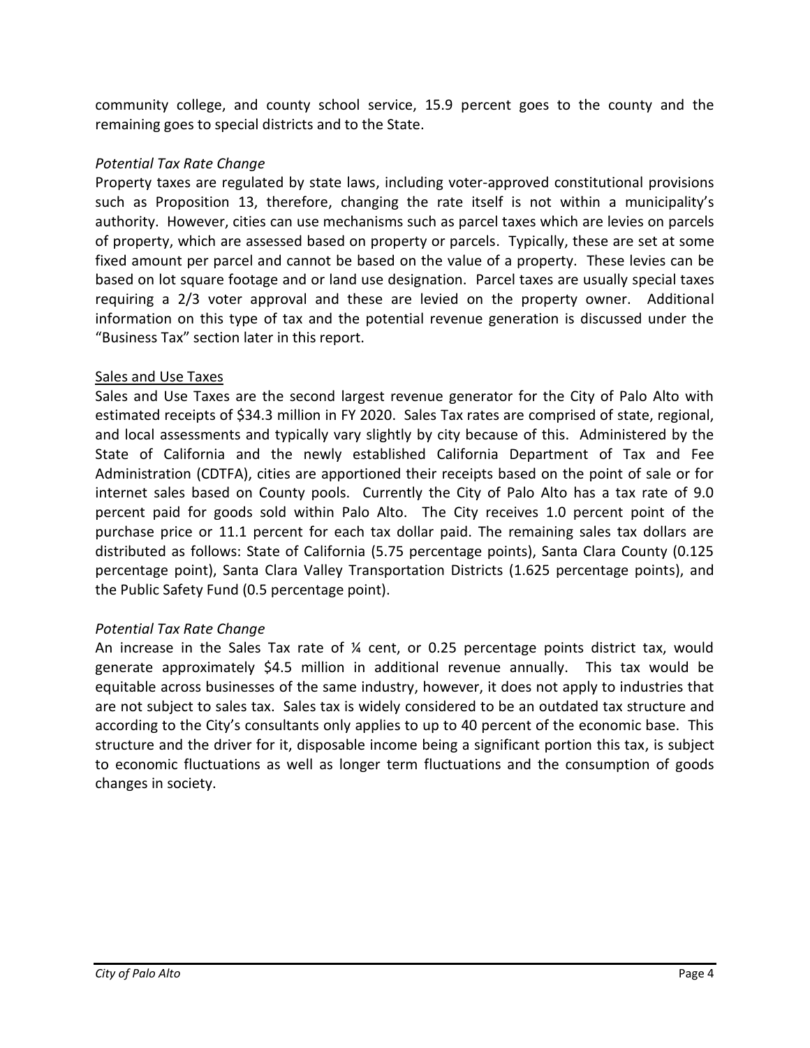community college, and county school service, 15.9 percent goes to the county and the remaining goes to special districts and to the State.

*Potential Tax Rate Change*

Property taxes are regulated by state laws, including voter-approved constitutional provisions such as Proposition 13, therefore, changing the rate itself is not within a municipality's authority. However, cities can use mechanisms such as parcel taxes which are levies on parcels of property, which are assessed based on property or parcels. Typically, these are set at some fixed amount per parcel and cannot be based on the value of a property. These levies can be based on lot square footage and or land use designation. Parcel taxes are usually special taxes requiring a 2/3 voter approval and these are levied on the property owner. Additional information on this type of tax and the potential revenue generation is discussed under the "Business Tax" section later in this report.

<u>Sales and Use Taxes</u>

Sales and Use Taxes are the second largest revenue generator for the City of Palo Alto with estimated receipts of $34.3 million in FY 2020. Sales Tax rates are comprised of state, regional, and local assessments and typically vary slightly by city because of this. Administered by the State of California and the newly established California Department of Tax and Fee Administration (CDTFA), cities are apportioned their receipts based on the point of sale or for internet sales based on County pools. Currently the City of Palo Alto has a tax rate of 9.0 percent paid for goods sold within Palo Alto. The City receives 1.0 percent point of the purchase price or 11.1 percent for each tax dollar paid. The remaining sales tax dollars are distributed as follows: State of California (5.75 percentage points), Santa Clara County (0.125 percentage point), Santa Clara Valley Transportation Districts (1.625 percentage points), and the Public Safety Fund (0.5 percentage point).

*Potential Tax Rate Change*

An increase in the Sales Tax rate of ¼ cent, or 0.25 percentage points district tax, would generate approximately $4.5 million in additional revenue annually. This tax would be equitable across businesses of the same industry, however, it does not apply to industries that are not subject to sales tax. Sales tax is widely considered to be an outdated tax structure and according to the City's consultants only applies to up to 40 percent of the economic base. This structure and the driver for it, disposable income being a significant portion this tax, is subject to economic fluctuations as well as longer term fluctuations and the consumption of goods changes in society.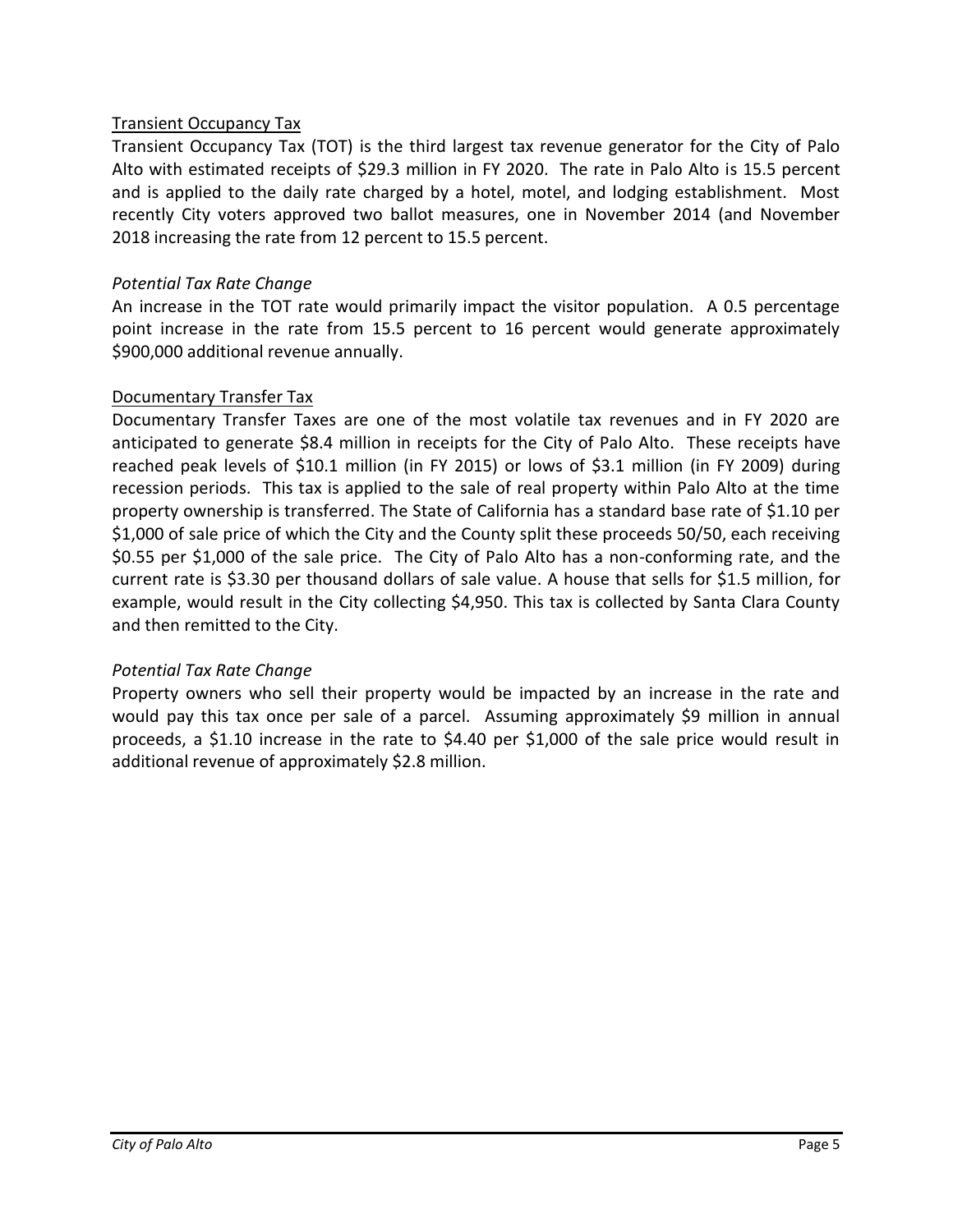## Transient Occupancy Tax

Transient Occupancy Tax (TOT) is the third largest tax revenue generator for the City of Palo Alto with estimated receipts of $29.3 million in FY 2020. The rate in Palo Alto is 15.5 percent and is applied to the daily rate charged by a hotel, motel, and lodging establishment. Most recently City voters approved two ballot measures, one in November 2014 (and November 2018 increasing the rate from 12 percent to 15.5 percent.

### *Potential Tax Rate Change*

An increase in the TOT rate would primarily impact the visitor population. A 0.5 percentage point increase in the rate from 15.5 percent to 16 percent would generate approximately $900,000 additional revenue annually.

## Documentary Transfer Tax

Documentary Transfer Taxes are one of the most volatile tax revenues and in FY 2020 are anticipated to generate $8.4 million in receipts for the City of Palo Alto. These receipts have reached peak levels of $10.1 million (in FY 2015) or lows of $3.1 million (in FY 2009) during recession periods. This tax is applied to the sale of real property within Palo Alto at the time property ownership is transferred. The State of California has a standard base rate of $1.10 per $1,000 of sale price of which the City and the County split these proceeds 50/50, each receiving $0.55 per $1,000 of the sale price. The City of Palo Alto has a non-conforming rate, and the current rate is $3.30 per thousand dollars of sale value. A house that sells for $1.5 million, for example, would result in the City collecting $4,950. This tax is collected by Santa Clara County and then remitted to the City.

### *Potential Tax Rate Change*

Property owners who sell their property would be impacted by an increase in the rate and would pay this tax once per sale of a parcel. Assuming approximately $9 million in annual proceeds, a $1.10 increase in the rate to $4.40 per $1,000 of the sale price would result in additional revenue of approximately $2.8 million.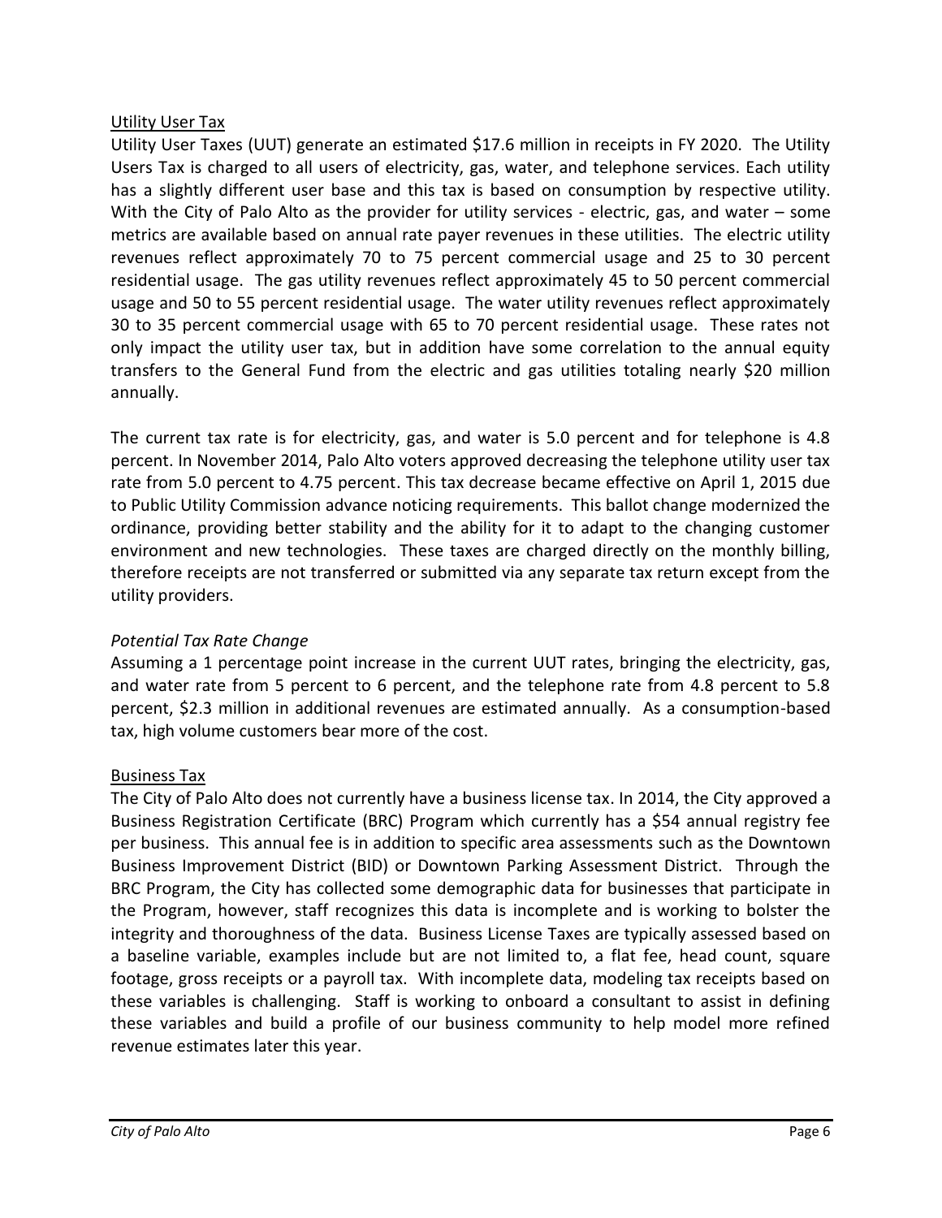Utility User Tax

Utility User Taxes (UUT) generate an estimated $17.6 million in receipts in FY 2020. The Utility Users Tax is charged to all users of electricity, gas, water, and telephone services. Each utility has a slightly different user base and this tax is based on consumption by respective utility. With the City of Palo Alto as the provider for utility services - electric, gas, and water – some metrics are available based on annual rate payer revenues in these utilities. The electric utility revenues reflect approximately 70 to 75 percent commercial usage and 25 to 30 percent residential usage. The gas utility revenues reflect approximately 45 to 50 percent commercial usage and 50 to 55 percent residential usage. The water utility revenues reflect approximately 30 to 35 percent commercial usage with 65 to 70 percent residential usage. These rates not only impact the utility user tax, but in addition have some correlation to the annual equity transfers to the General Fund from the electric and gas utilities totaling nearly $20 million annually.

The current tax rate is for electricity, gas, and water is 5.0 percent and for telephone is 4.8 percent. In November 2014, Palo Alto voters approved decreasing the telephone utility user tax rate from 5.0 percent to 4.75 percent. This tax decrease became effective on April 1, 2015 due to Public Utility Commission advance noticing requirements. This ballot change modernized the ordinance, providing better stability and the ability for it to adapt to the changing customer environment and new technologies. These taxes are charged directly on the monthly billing, therefore receipts are not transferred or submitted via any separate tax return except from the utility providers.

*Potential Tax Rate Change*

Assuming a 1 percentage point increase in the current UUT rates, bringing the electricity, gas, and water rate from 5 percent to 6 percent, and the telephone rate from 4.8 percent to 5.8 percent, $2.3 million in additional revenues are estimated annually. As a consumption-based tax, high volume customers bear more of the cost.

Business Tax

The City of Palo Alto does not currently have a business license tax. In 2014, the City approved a Business Registration Certificate (BRC) Program which currently has a $54 annual registry fee per business. This annual fee is in addition to specific area assessments such as the Downtown Business Improvement District (BID) or Downtown Parking Assessment District. Through the BRC Program, the City has collected some demographic data for businesses that participate in the Program, however, staff recognizes this data is incomplete and is working to bolster the integrity and thoroughness of the data. Business License Taxes are typically assessed based on a baseline variable, examples include but are not limited to, a flat fee, head count, square footage, gross receipts or a payroll tax. With incomplete data, modeling tax receipts based on these variables is challenging. Staff is working to onboard a consultant to assist in defining these variables and build a profile of our business community to help model more refined revenue estimates later this year.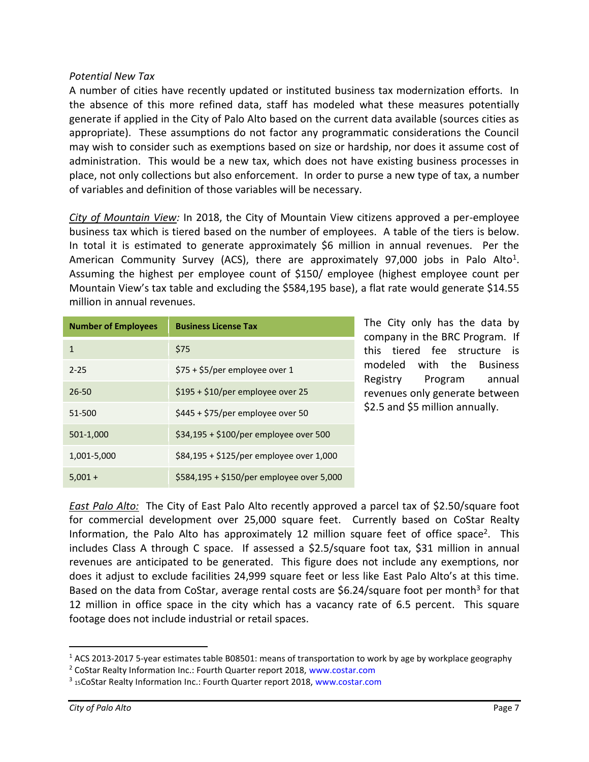*Potential New Tax*

A number of cities have recently updated or instituted business tax modernization efforts. In the absence of this more refined data, staff has modeled what these measures potentially generate if applied in the City of Palo Alto based on the current data available (sources cities as appropriate). These assumptions do not factor any programmatic considerations the Council may wish to consider such as exemptions based on size or hardship, nor does it assume cost of administration. This would be a new tax, which does not have existing business processes in place, not only collections but also enforcement. In order to purse a new type of tax, a number of variables and definition of those variables will be necessary.

*City of Mountain View:* In 2018, the City of Mountain View citizens approved a per-employee business tax which is tiered based on the number of employees. A table of the tiers is below. In total it is estimated to generate approximately $6 million in annual revenues. Per the American Community Survey (ACS), there are approximately 97,000 jobs in Palo Alto[1]. Assuming the highest per employee count of $150/ employee (highest employee count per Mountain View's tax table and excluding the $584,195 base), a flat rate would generate $14.55 million in annual revenues.

| Number of Employees | Business License Tax |
|---|---|
| 1 | $75 |
| 2-25 | $75 + $5/per employee over 1 |
| 26-50 | $195 + $10/per employee over 25 |
| 51-500 | $445 + $75/per employee over 50 |
| 501-1,000 | $34,195 + $100/per employee over 500 |
| 1,001-5,000 | $84,195 + $125/per employee over 1,000 |
| 5,001 + | $584,195 + $150/per employee over 5,000 |

The City only has the data by company in the BRC Program. If this tiered fee structure is modeled with the Business Registry Program annual revenues only generate between $2.5 and $5 million annually.

*East Palo Alto:* The City of East Palo Alto recently approved a parcel tax of $2.50/square foot for commercial development over 25,000 square feet. Currently based on CoStar Realty Information, the Palo Alto has approximately 12 million square feet of office space[2]. This includes Class A through C space. If assessed a $2.5/square foot tax, $31 million in annual revenues are anticipated to be generated. This figure does not include any exemptions, nor does it adjust to exclude facilities 24,999 square feet or less like East Palo Alto's at this time. Based on the data from CoStar, average rental costs are $6.24/square foot per month[3] for that 12 million in office space in the city which has a vacancy rate of 6.5 percent. This square footage does not include industrial or retail spaces.

[1] ACS 2013-2017 5-year estimates table B08501: means of transportation to work by age by workplace geography

[2] CoStar Realty Information Inc.: Fourth Quarter report 2018, www.costar.com

[3] 15CoStar Realty Information Inc.: Fourth Quarter report 2018, www.costar.com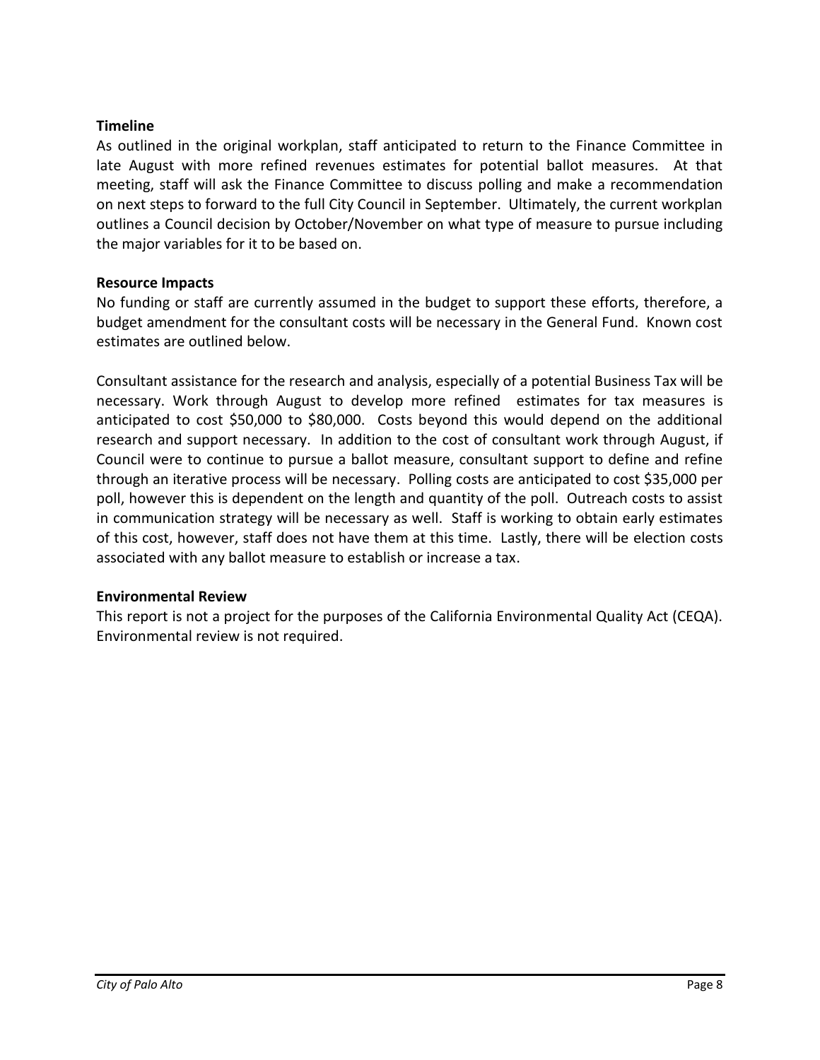**Timeline**

As outlined in the original workplan, staff anticipated to return to the Finance Committee in late August with more refined revenues estimates for potential ballot measures. At that meeting, staff will ask the Finance Committee to discuss polling and make a recommendation on next steps to forward to the full City Council in September. Ultimately, the current workplan outlines a Council decision by October/November on what type of measure to pursue including the major variables for it to be based on.

**Resource Impacts**

No funding or staff are currently assumed in the budget to support these efforts, therefore, a budget amendment for the consultant costs will be necessary in the General Fund. Known cost estimates are outlined below.

Consultant assistance for the research and analysis, especially of a potential Business Tax will be necessary. Work through August to develop more refined estimates for tax measures is anticipated to cost $50,000 to $80,000. Costs beyond this would depend on the additional research and support necessary. In addition to the cost of consultant work through August, if Council were to continue to pursue a ballot measure, consultant support to define and refine through an iterative process will be necessary. Polling costs are anticipated to cost $35,000 per poll, however this is dependent on the length and quantity of the poll. Outreach costs to assist in communication strategy will be necessary as well. Staff is working to obtain early estimates of this cost, however, staff does not have them at this time. Lastly, there will be election costs associated with any ballot measure to establish or increase a tax.

**Environmental Review**

This report is not a project for the purposes of the California Environmental Quality Act (CEQA). Environmental review is not required.